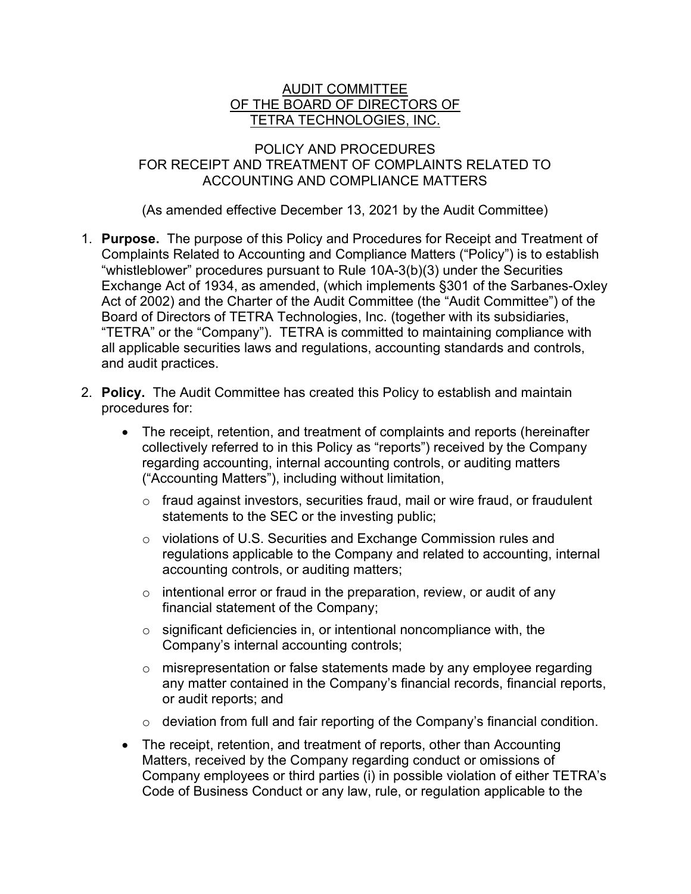# AUDIT COMMITTEE OF THE BOARD OF DIRECTORS OF TETRA TECHNOLOGIES, INC.

## POLICY AND PROCEDURES FOR RECEIPT AND TREATMENT OF COMPLAINTS RELATED TO ACCOUNTING AND COMPLIANCE MATTERS

(As amended effective December 13, 2021 by the Audit Committee)

1. **Purpose.** The purpose of this Policy and Procedures for Receipt and Treatment of Complaints Related to Accounting and Compliance Matters ("Policy") is to establish "whistleblower" procedures pursuant to Rule 10A-3(b)(3) under the Securities Exchange Act of 1934, as amended, (which implements §301 of the Sarbanes-Oxley Act of 2002) and the Charter of the Audit Committee (the "Audit Committee") of the Board of Directors of TETRA Technologies, Inc. (together with its subsidiaries, "TETRA" or the "Company"). TETRA is committed to maintaining compliance with all applicable securities laws and regulations, accounting standards and controls, and audit practices.

2. **Policy.** The Audit Committee has created this Policy to establish and maintain procedures for:

   - The receipt, retention, and treatment of complaints and reports (hereinafter collectively referred to in this Policy as "reports") received by the Company regarding accounting, internal accounting controls, or auditing matters ("Accounting Matters"), including without limitation,
     - fraud against investors, securities fraud, mail or wire fraud, or fraudulent statements to the SEC or the investing public;
     - violations of U.S. Securities and Exchange Commission rules and regulations applicable to the Company and related to accounting, internal accounting controls, or auditing matters;
     - intentional error or fraud in the preparation, review, or audit of any financial statement of the Company;
     - significant deficiencies in, or intentional noncompliance with, the Company's internal accounting controls;
     - misrepresentation or false statements made by any employee regarding any matter contained in the Company's financial records, financial reports, or audit reports; and
     - deviation from full and fair reporting of the Company's financial condition.
   - The receipt, retention, and treatment of reports, other than Accounting Matters, received by the Company regarding conduct or omissions of Company employees or third parties (i) in possible violation of either TETRA's Code of Business Conduct or any law, rule, or regulation applicable to the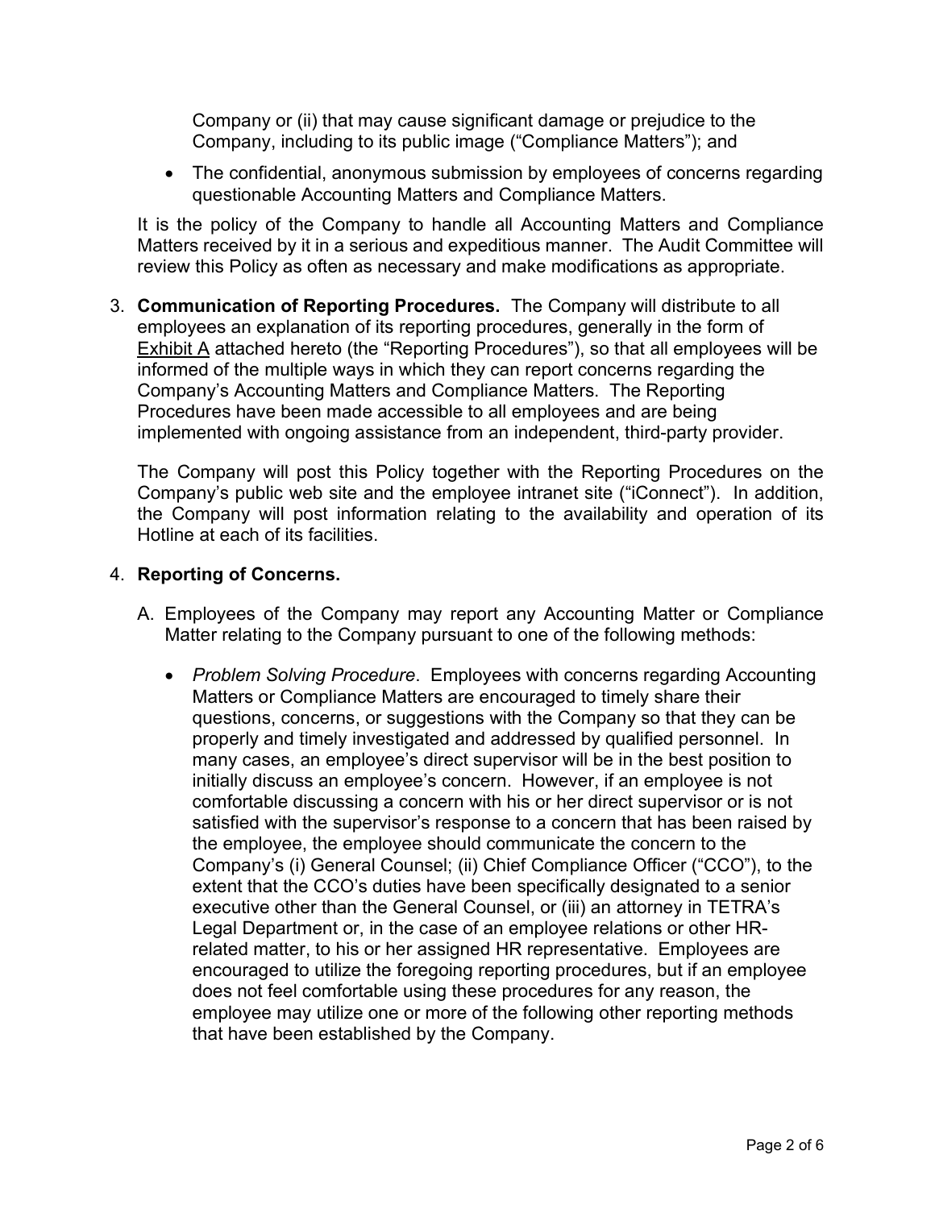Company or (ii) that may cause significant damage or prejudice to the Company, including to its public image ("Compliance Matters"); and

- The confidential, anonymous submission by employees of concerns regarding questionable Accounting Matters and Compliance Matters.

It is the policy of the Company to handle all Accounting Matters and Compliance Matters received by it in a serious and expeditious manner. The Audit Committee will review this Policy as often as necessary and make modifications as appropriate.

3. **Communication of Reporting Procedures.** The Company will distribute to all employees an explanation of its reporting procedures, generally in the form of Exhibit A attached hereto (the "Reporting Procedures"), so that all employees will be informed of the multiple ways in which they can report concerns regarding the Company's Accounting Matters and Compliance Matters. The Reporting Procedures have been made accessible to all employees and are being implemented with ongoing assistance from an independent, third-party provider.

   The Company will post this Policy together with the Reporting Procedures on the Company's public web site and the employee intranet site ("iConnect"). In addition, the Company will post information relating to the availability and operation of its Hotline at each of its facilities.

4. **Reporting of Concerns.**

   A. Employees of the Company may report any Accounting Matter or Compliance Matter relating to the Company pursuant to one of the following methods:

   - *Problem Solving Procedure*. Employees with concerns regarding Accounting Matters or Compliance Matters are encouraged to timely share their questions, concerns, or suggestions with the Company so that they can be properly and timely investigated and addressed by qualified personnel. In many cases, an employee's direct supervisor will be in the best position to initially discuss an employee's concern. However, if an employee is not comfortable discussing a concern with his or her direct supervisor or is not satisfied with the supervisor's response to a concern that has been raised by the employee, the employee should communicate the concern to the Company's (i) General Counsel; (ii) Chief Compliance Officer ("CCO"), to the extent that the CCO's duties have been specifically designated to a senior executive other than the General Counsel, or (iii) an attorney in TETRA's Legal Department or, in the case of an employee relations or other HR-related matter, to his or her assigned HR representative. Employees are encouraged to utilize the foregoing reporting procedures, but if an employee does not feel comfortable using these procedures for any reason, the employee may utilize one or more of the following other reporting methods that have been established by the Company.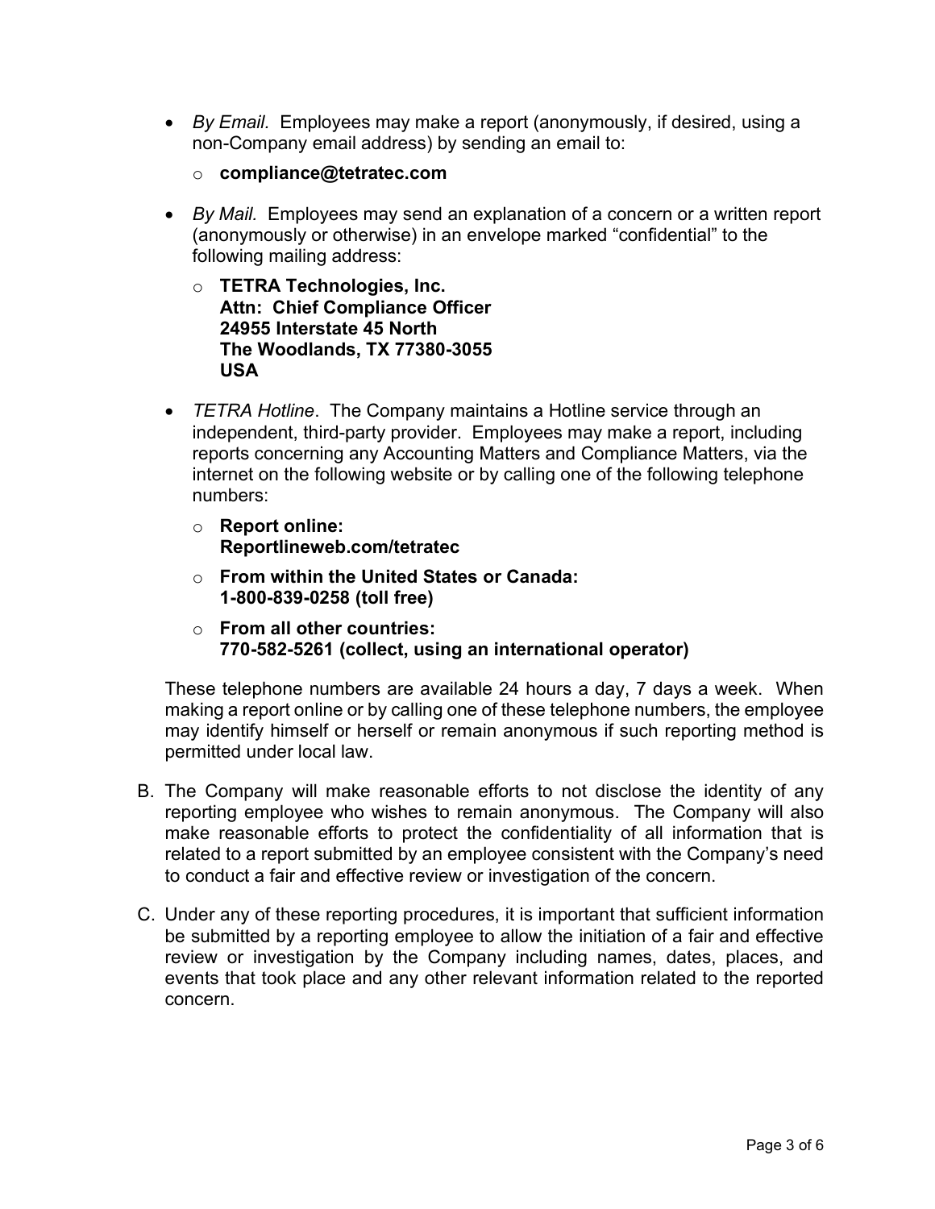- *By Email.* Employees may make a report (anonymously, if desired, using a non-Company email address) by sending an email to:
  - **compliance@tetratec.com**

- *By Mail.* Employees may send an explanation of a concern or a written report (anonymously or otherwise) in an envelope marked "confidential" to the following mailing address:
  - **TETRA Technologies, Inc.**
    **Attn: Chief Compliance Officer**
    **24955 Interstate 45 North**
    **The Woodlands, TX 77380-3055**
    **USA**

- *TETRA Hotline*. The Company maintains a Hotline service through an independent, third-party provider. Employees may make a report, including reports concerning any Accounting Matters and Compliance Matters, via the internet on the following website or by calling one of the following telephone numbers:
  - **Report online:**
    **Reportlineweb.com/tetratec**
  - **From within the United States or Canada:**
    **1-800-839-0258 (toll free)**
  - **From all other countries:**
    **770-582-5261 (collect, using an international operator)**

  These telephone numbers are available 24 hours a day, 7 days a week. When making a report online or by calling one of these telephone numbers, the employee may identify himself or herself or remain anonymous if such reporting method is permitted under local law.

B. The Company will make reasonable efforts to not disclose the identity of any reporting employee who wishes to remain anonymous. The Company will also make reasonable efforts to protect the confidentiality of all information that is related to a report submitted by an employee consistent with the Company's need to conduct a fair and effective review or investigation of the concern.

C. Under any of these reporting procedures, it is important that sufficient information be submitted by a reporting employee to allow the initiation of a fair and effective review or investigation by the Company including names, dates, places, and events that took place and any other relevant information related to the reported concern.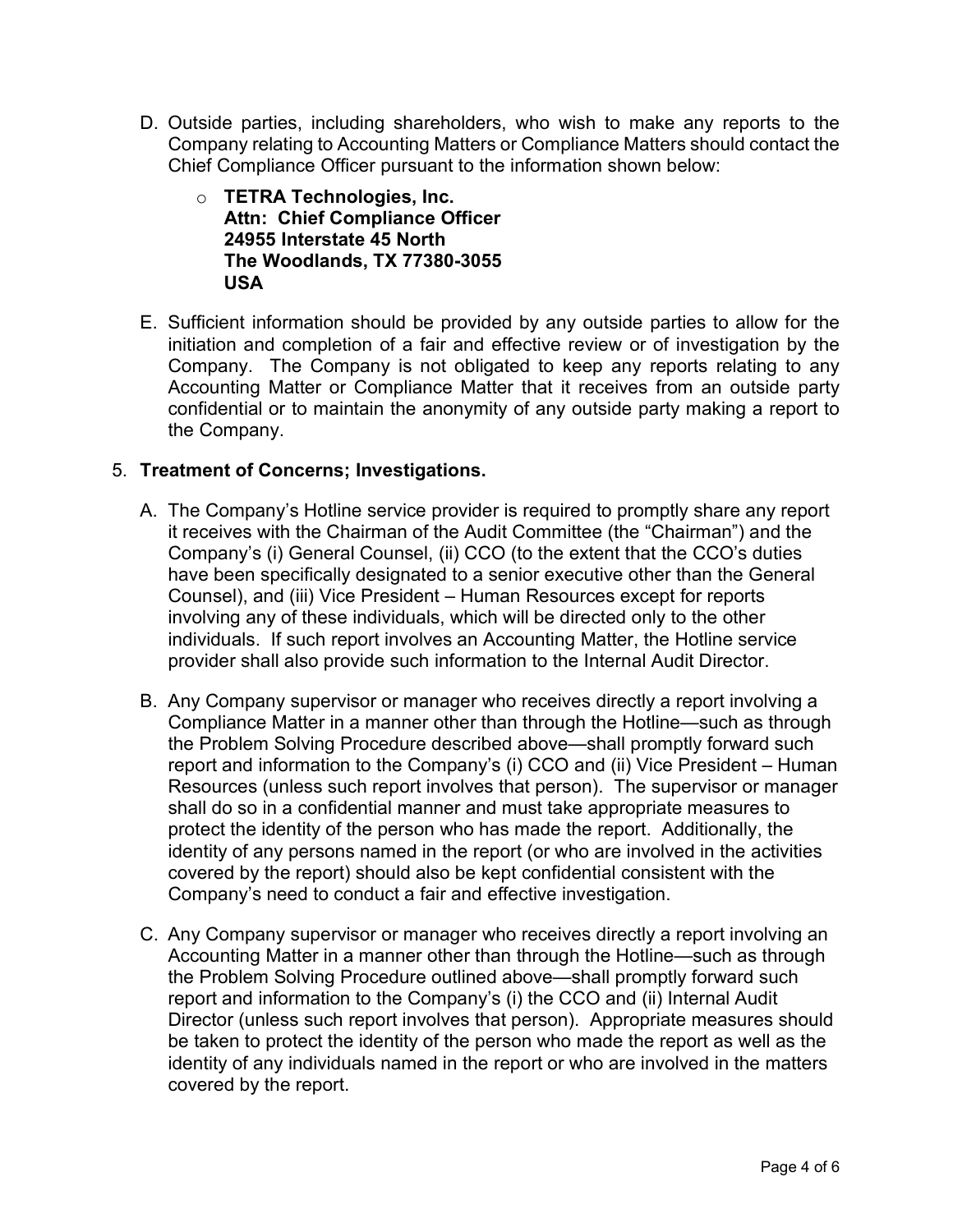D. Outside parties, including shareholders, who wish to make any reports to the Company relating to Accounting Matters or Compliance Matters should contact the Chief Compliance Officer pursuant to the information shown below:

   - **TETRA Technologies, Inc.**
     **Attn: Chief Compliance Officer**
     **24955 Interstate 45 North**
     **The Woodlands, TX 77380-3055**
     **USA**

E. Sufficient information should be provided by any outside parties to allow for the initiation and completion of a fair and effective review or of investigation by the Company. The Company is not obligated to keep any reports relating to any Accounting Matter or Compliance Matter that it receives from an outside party confidential or to maintain the anonymity of any outside party making a report to the Company.

5. **Treatment of Concerns; Investigations.**

   A. The Company's Hotline service provider is required to promptly share any report it receives with the Chairman of the Audit Committee (the "Chairman") and the Company's (i) General Counsel, (ii) CCO (to the extent that the CCO's duties have been specifically designated to a senior executive other than the General Counsel), and (iii) Vice President – Human Resources except for reports involving any of these individuals, which will be directed only to the other individuals. If such report involves an Accounting Matter, the Hotline service provider shall also provide such information to the Internal Audit Director.

   B. Any Company supervisor or manager who receives directly a report involving a Compliance Matter in a manner other than through the Hotline—such as through the Problem Solving Procedure described above—shall promptly forward such report and information to the Company's (i) CCO and (ii) Vice President – Human Resources (unless such report involves that person). The supervisor or manager shall do so in a confidential manner and must take appropriate measures to protect the identity of the person who has made the report. Additionally, the identity of any persons named in the report (or who are involved in the activities covered by the report) should also be kept confidential consistent with the Company's need to conduct a fair and effective investigation.

   C. Any Company supervisor or manager who receives directly a report involving an Accounting Matter in a manner other than through the Hotline—such as through the Problem Solving Procedure outlined above—shall promptly forward such report and information to the Company's (i) the CCO and (ii) Internal Audit Director (unless such report involves that person). Appropriate measures should be taken to protect the identity of the person who made the report as well as the identity of any individuals named in the report or who are involved in the matters covered by the report.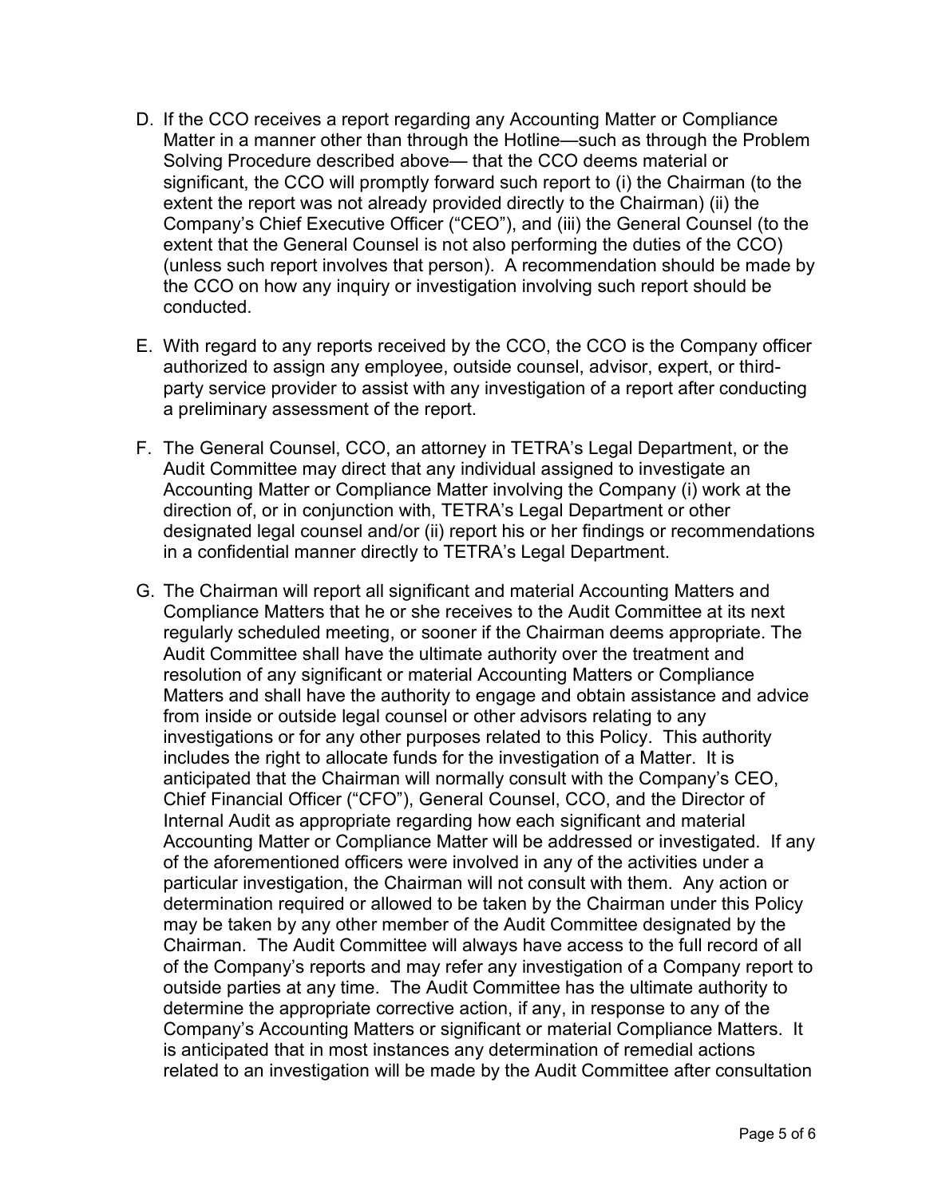D. If the CCO receives a report regarding any Accounting Matter or Compliance Matter in a manner other than through the Hotline—such as through the Problem Solving Procedure described above— that the CCO deems material or significant, the CCO will promptly forward such report to (i) the Chairman (to the extent the report was not already provided directly to the Chairman) (ii) the Company's Chief Executive Officer ("CEO"), and (iii) the General Counsel (to the extent that the General Counsel is not also performing the duties of the CCO) (unless such report involves that person). A recommendation should be made by the CCO on how any inquiry or investigation involving such report should be conducted.

E. With regard to any reports received by the CCO, the CCO is the Company officer authorized to assign any employee, outside counsel, advisor, expert, or third-party service provider to assist with any investigation of a report after conducting a preliminary assessment of the report.

F. The General Counsel, CCO, an attorney in TETRA's Legal Department, or the Audit Committee may direct that any individual assigned to investigate an Accounting Matter or Compliance Matter involving the Company (i) work at the direction of, or in conjunction with, TETRA's Legal Department or other designated legal counsel and/or (ii) report his or her findings or recommendations in a confidential manner directly to TETRA's Legal Department.

G. The Chairman will report all significant and material Accounting Matters and Compliance Matters that he or she receives to the Audit Committee at its next regularly scheduled meeting, or sooner if the Chairman deems appropriate. The Audit Committee shall have the ultimate authority over the treatment and resolution of any significant or material Accounting Matters or Compliance Matters and shall have the authority to engage and obtain assistance and advice from inside or outside legal counsel or other advisors relating to any investigations or for any other purposes related to this Policy. This authority includes the right to allocate funds for the investigation of a Matter. It is anticipated that the Chairman will normally consult with the Company's CEO, Chief Financial Officer ("CFO"), General Counsel, CCO, and the Director of Internal Audit as appropriate regarding how each significant and material Accounting Matter or Compliance Matter will be addressed or investigated. If any of the aforementioned officers were involved in any of the activities under a particular investigation, the Chairman will not consult with them. Any action or determination required or allowed to be taken by the Chairman under this Policy may be taken by any other member of the Audit Committee designated by the Chairman. The Audit Committee will always have access to the full record of all of the Company's reports and may refer any investigation of a Company report to outside parties at any time. The Audit Committee has the ultimate authority to determine the appropriate corrective action, if any, in response to any of the Company's Accounting Matters or significant or material Compliance Matters. It is anticipated that in most instances any determination of remedial actions related to an investigation will be made by the Audit Committee after consultation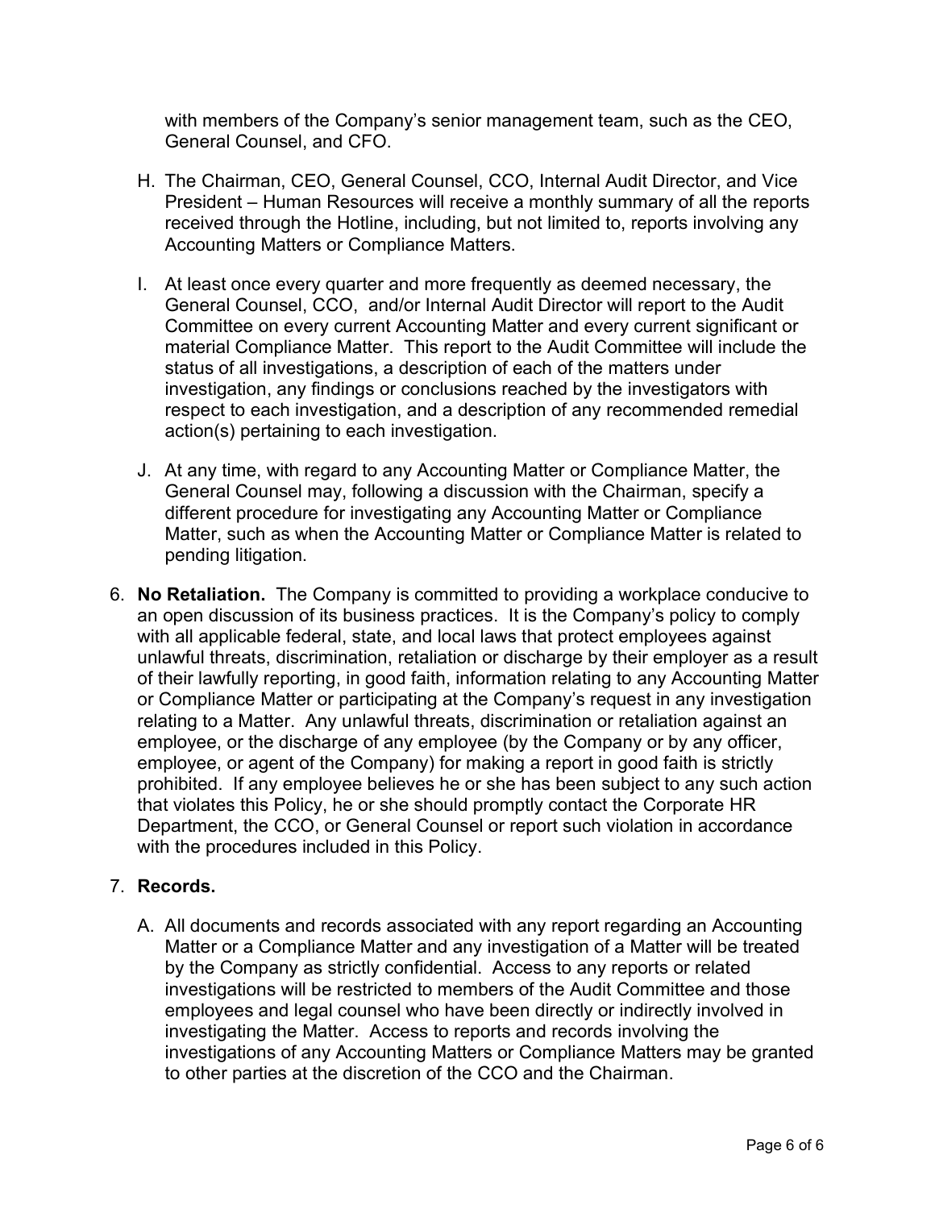with members of the Company's senior management team, such as the CEO, General Counsel, and CFO.

H. The Chairman, CEO, General Counsel, CCO, Internal Audit Director, and Vice President – Human Resources will receive a monthly summary of all the reports received through the Hotline, including, but not limited to, reports involving any Accounting Matters or Compliance Matters.

I. At least once every quarter and more frequently as deemed necessary, the General Counsel, CCO, and/or Internal Audit Director will report to the Audit Committee on every current Accounting Matter and every current significant or material Compliance Matter. This report to the Audit Committee will include the status of all investigations, a description of each of the matters under investigation, any findings or conclusions reached by the investigators with respect to each investigation, and a description of any recommended remedial action(s) pertaining to each investigation.

J. At any time, with regard to any Accounting Matter or Compliance Matter, the General Counsel may, following a discussion with the Chairman, specify a different procedure for investigating any Accounting Matter or Compliance Matter, such as when the Accounting Matter or Compliance Matter is related to pending litigation.

6. **No Retaliation.** The Company is committed to providing a workplace conducive to an open discussion of its business practices. It is the Company's policy to comply with all applicable federal, state, and local laws that protect employees against unlawful threats, discrimination, retaliation or discharge by their employer as a result of their lawfully reporting, in good faith, information relating to any Accounting Matter or Compliance Matter or participating at the Company's request in any investigation relating to a Matter. Any unlawful threats, discrimination or retaliation against an employee, or the discharge of any employee (by the Company or by any officer, employee, or agent of the Company) for making a report in good faith is strictly prohibited. If any employee believes he or she has been subject to any such action that violates this Policy, he or she should promptly contact the Corporate HR Department, the CCO, or General Counsel or report such violation in accordance with the procedures included in this Policy.

7. **Records.**

   A. All documents and records associated with any report regarding an Accounting Matter or a Compliance Matter and any investigation of a Matter will be treated by the Company as strictly confidential. Access to any reports or related investigations will be restricted to members of the Audit Committee and those employees and legal counsel who have been directly or indirectly involved in investigating the Matter. Access to reports and records involving the investigations of any Accounting Matters or Compliance Matters may be granted to other parties at the discretion of the CCO and the Chairman.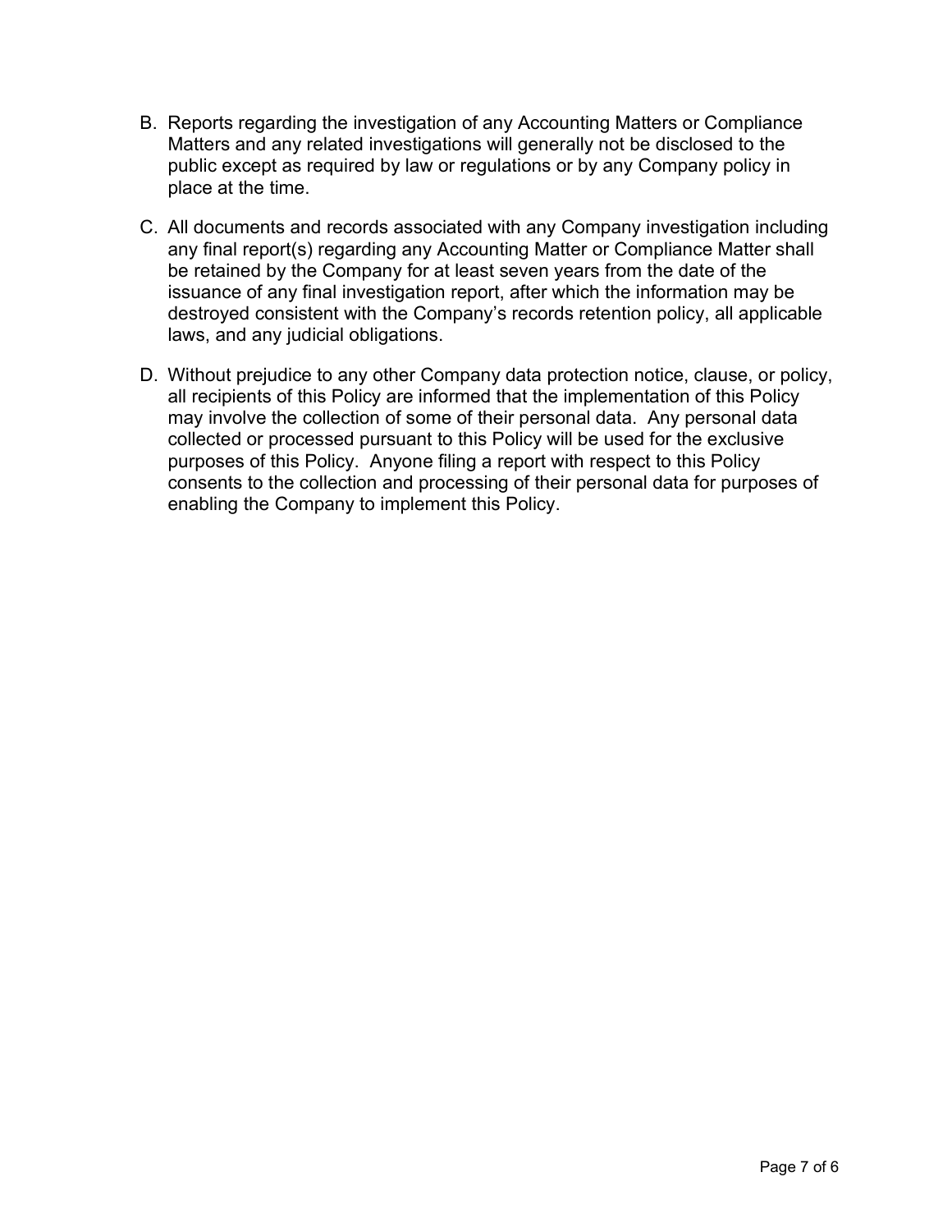B. Reports regarding the investigation of any Accounting Matters or Compliance Matters and any related investigations will generally not be disclosed to the public except as required by law or regulations or by any Company policy in place at the time.

C. All documents and records associated with any Company investigation including any final report(s) regarding any Accounting Matter or Compliance Matter shall be retained by the Company for at least seven years from the date of the issuance of any final investigation report, after which the information may be destroyed consistent with the Company's records retention policy, all applicable laws, and any judicial obligations.

D. Without prejudice to any other Company data protection notice, clause, or policy, all recipients of this Policy are informed that the implementation of this Policy may involve the collection of some of their personal data. Any personal data collected or processed pursuant to this Policy will be used for the exclusive purposes of this Policy. Anyone filing a report with respect to this Policy consents to the collection and processing of their personal data for purposes of enabling the Company to implement this Policy.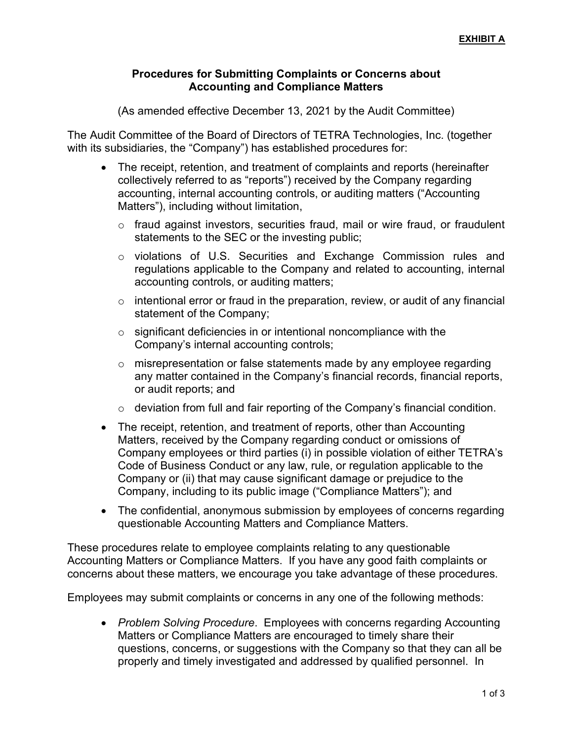**EXHIBIT A**

## Procedures for Submitting Complaints or Concerns about Accounting and Compliance Matters

(As amended effective December 13, 2021 by the Audit Committee)

The Audit Committee of the Board of Directors of TETRA Technologies, Inc. (together with its subsidiaries, the "Company") has established procedures for:

- The receipt, retention, and treatment of complaints and reports (hereinafter collectively referred to as "reports") received by the Company regarding accounting, internal accounting controls, or auditing matters ("Accounting Matters"), including without limitation,
  - fraud against investors, securities fraud, mail or wire fraud, or fraudulent statements to the SEC or the investing public;
  - violations of U.S. Securities and Exchange Commission rules and regulations applicable to the Company and related to accounting, internal accounting controls, or auditing matters;
  - intentional error or fraud in the preparation, review, or audit of any financial statement of the Company;
  - significant deficiencies in or intentional noncompliance with the Company's internal accounting controls;
  - misrepresentation or false statements made by any employee regarding any matter contained in the Company's financial records, financial reports, or audit reports; and
  - deviation from full and fair reporting of the Company's financial condition.
- The receipt, retention, and treatment of reports, other than Accounting Matters, received by the Company regarding conduct or omissions of Company employees or third parties (i) in possible violation of either TETRA's Code of Business Conduct or any law, rule, or regulation applicable to the Company or (ii) that may cause significant damage or prejudice to the Company, including to its public image ("Compliance Matters"); and
- The confidential, anonymous submission by employees of concerns regarding questionable Accounting Matters and Compliance Matters.

These procedures relate to employee complaints relating to any questionable Accounting Matters or Compliance Matters. If you have any good faith complaints or concerns about these matters, we encourage you take advantage of these procedures.

Employees may submit complaints or concerns in any one of the following methods:

- *Problem Solving Procedure*. Employees with concerns regarding Accounting Matters or Compliance Matters are encouraged to timely share their questions, concerns, or suggestions with the Company so that they can all be properly and timely investigated and addressed by qualified personnel. In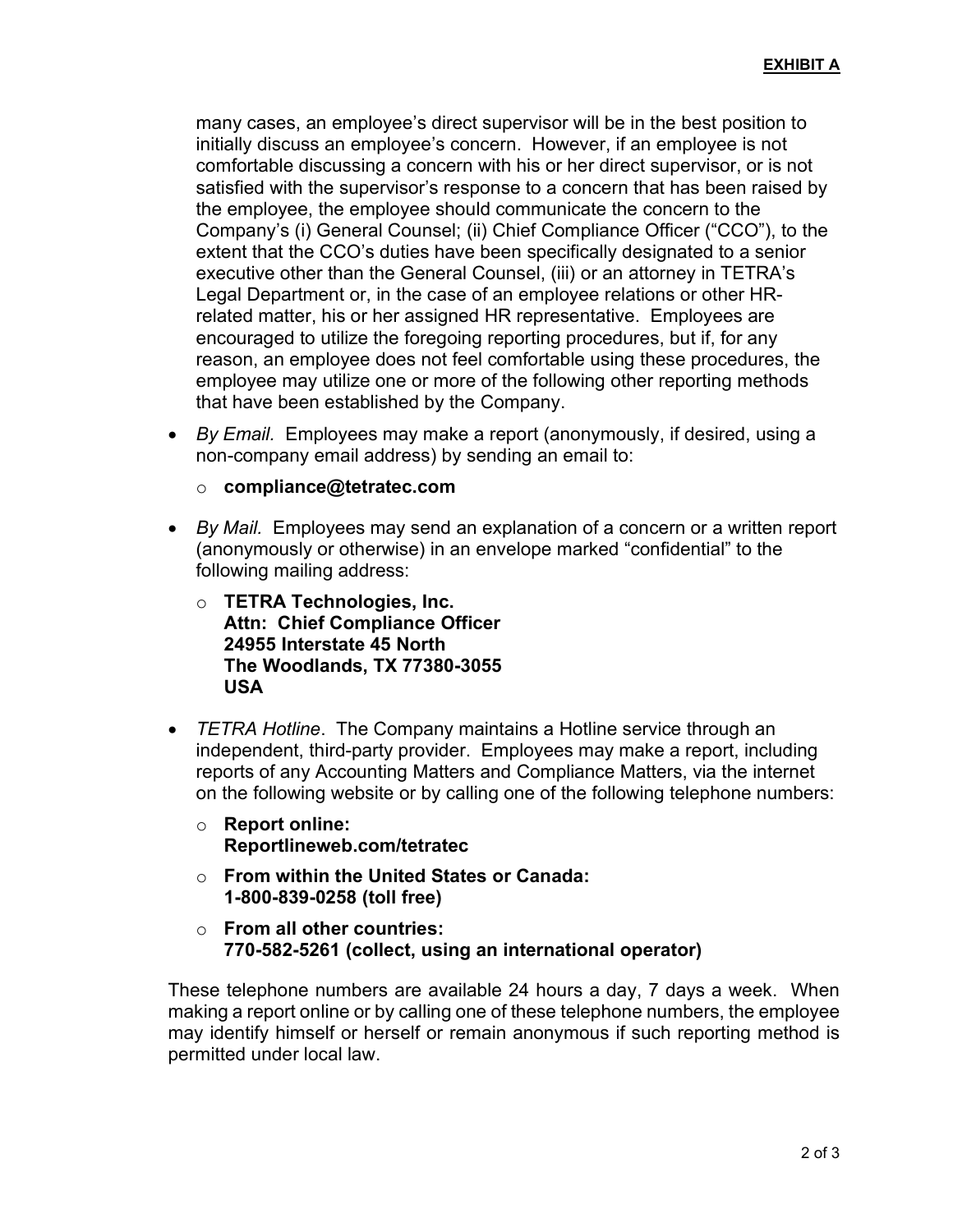**EXHIBIT A**

many cases, an employee's direct supervisor will be in the best position to initially discuss an employee's concern. However, if an employee is not comfortable discussing a concern with his or her direct supervisor, or is not satisfied with the supervisor's response to a concern that has been raised by the employee, the employee should communicate the concern to the Company's (i) General Counsel; (ii) Chief Compliance Officer ("CCO"), to the extent that the CCO's duties have been specifically designated to a senior executive other than the General Counsel, (iii) or an attorney in TETRA's Legal Department or, in the case of an employee relations or other HR-related matter, his or her assigned HR representative. Employees are encouraged to utilize the foregoing reporting procedures, but if, for any reason, an employee does not feel comfortable using these procedures, the employee may utilize one or more of the following other reporting methods that have been established by the Company.

- *By Email.* Employees may make a report (anonymously, if desired, using a non-company email address) by sending an email to:
  - **compliance@tetratec.com**
- *By Mail.* Employees may send an explanation of a concern or a written report (anonymously or otherwise) in an envelope marked "confidential" to the following mailing address:
  - **TETRA Technologies, Inc.**
    **Attn: Chief Compliance Officer**
    **24955 Interstate 45 North**
    **The Woodlands, TX 77380-3055**
    **USA**
- *TETRA Hotline*. The Company maintains a Hotline service through an independent, third-party provider. Employees may make a report, including reports of any Accounting Matters and Compliance Matters, via the internet on the following website or by calling one of the following telephone numbers:
  - **Report online:**
    **Reportlineweb.com/tetratec**
  - **From within the United States or Canada:**
    **1-800-839-0258 (toll free)**
  - **From all other countries:**
    **770-582-5261 (collect, using an international operator)**

These telephone numbers are available 24 hours a day, 7 days a week. When making a report online or by calling one of these telephone numbers, the employee may identify himself or herself or remain anonymous if such reporting method is permitted under local law.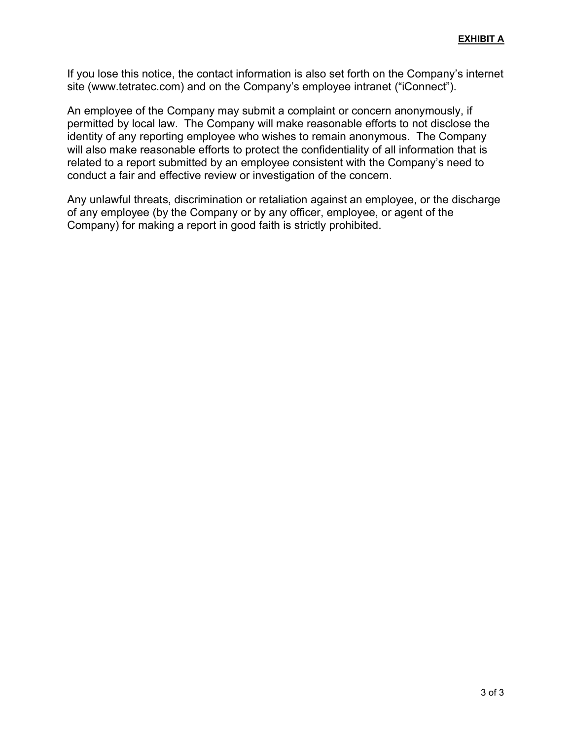**EXHIBIT A**

If you lose this notice, the contact information is also set forth on the Company's internet site (www.tetratec.com) and on the Company's employee intranet ("iConnect").

An employee of the Company may submit a complaint or concern anonymously, if permitted by local law. The Company will make reasonable efforts to not disclose the identity of any reporting employee who wishes to remain anonymous. The Company will also make reasonable efforts to protect the confidentiality of all information that is related to a report submitted by an employee consistent with the Company's need to conduct a fair and effective review or investigation of the concern.

Any unlawful threats, discrimination or retaliation against an employee, or the discharge of any employee (by the Company or by any officer, employee, or agent of the Company) for making a report in good faith is strictly prohibited.